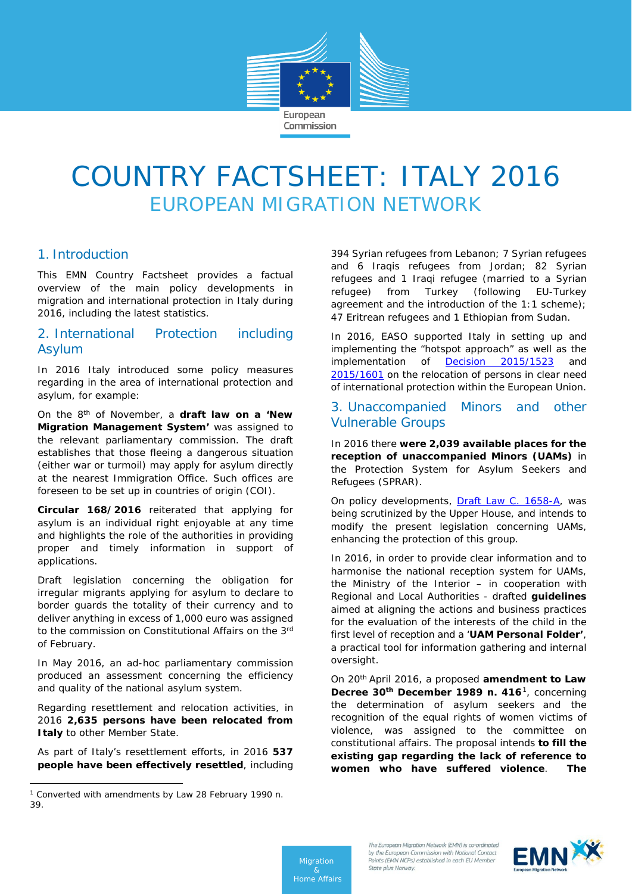# COUNTRY FACTSHEET: ITALY 2016

## EUROPEAN MIGRATION NETWORK

## 1. Introduction

This EMN Country Factsheet provides a factual overview of the main policy developments in migration and international protection in Italy during 2016, including the latest statistics.

## 2. International Protection including Asylum

In 2016 Italy introduced some policy measures regarding in the area of international protection and asylum, for example:

On the 8th of November, a **draft law on a 'New Migration Management System'** was assigned to the relevant parliamentary commission. The draft establishes that those fleeing a dangerous situation (either war or turmoil) may apply for asylum directly at the nearest Immigration Office. Such offices are foreseen to be set up in countries of origin (COI).

**Circular 168/2016** reiterated that applying for asylum is an individual right enjoyable at any time and highlights the role of the authorities in providing proper and timely information in support of applications.

Draft legislation concerning the obligation for irregular migrants applying for asylum to declare to border guards the totality of their currency and to deliver anything in excess of 1,000 euro was assigned to the commission on Constitutional Affairs on the 3rd of February.

In May 2016, an ad-hoc parliamentary commission produced an assessment concerning the efficiency and quality of the national asylum system.

Regarding resettlement and relocation activities, in 2016 **2,635 persons have been relocated from Italy** to other Member State.

As part of Italy's resettlement efforts, in 2016 **537 people have been effectively resettled**, including 394 Syrian refugees from Lebanon; 7 Syrian refugees and 6 Iraqis refugees from Jordan; 82 Syrian refugees and 1 Iraqi refugee (married to a Syrian refugee) from Turkey (following EU-Turkey agreement and the introduction of the 1:1 scheme); 47 Eritrean refugees and 1 Ethiopian from Sudan.

In 2016, EASO supported Italy in setting up and implementing the "hotspot approach" as well as the implementation of [Decision 2015/1523] and [2015/1601] on the relocation of persons in clear need of international protection within the European Union.

## 3. Unaccompanied Minors and other Vulnerable Groups

In 2016 there **were 2,039 available places for the reception of unaccompanied Minors (UAMs)** in the Protection System for Asylum Seekers and Refugees (SPRAR).

On policy developments, [Draft Law C. 1658-A], was being scrutinized by the Upper House, and intends to modify the present legislation concerning UAMs, enhancing the protection of this group.

In 2016, in order to provide clear information and to harmonise the national reception system for UAMs, the Ministry of the Interior – in cooperation with Regional and Local Authorities - drafted **guidelines** aimed at aligning the actions and business practices for the evaluation of the interests of the child in the first level of reception and a '**UAM Personal Folder'**, a practical tool for information gathering and internal oversight.

On 20th April 2016, a proposed **amendment to Law Decree 30th December 1989 n. 416**[1], concerning the determination of asylum seekers and the recognition of the equal rights of women victims of violence, was assigned to the committee on constitutional affairs. The proposal intends **to fill the existing gap regarding the lack of reference to women who have suffered violence**. **The**

[1] Converted with amendments by Law 28 February 1990 n. 39.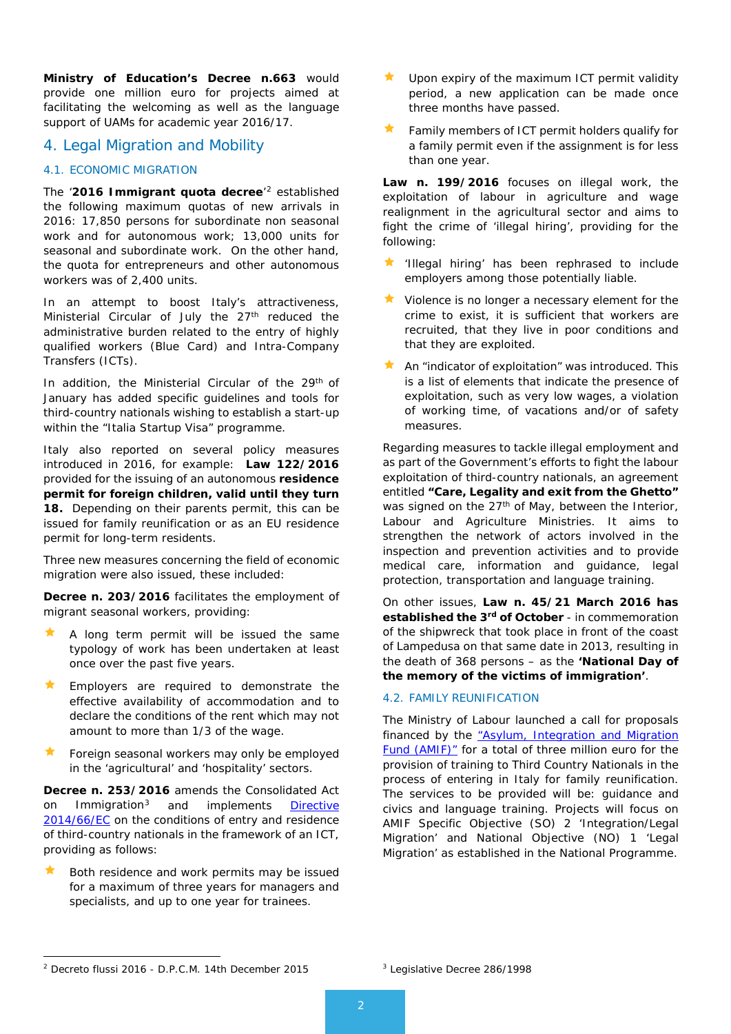**Ministry of Education's Decree n.663** would provide one million euro for projects aimed at facilitating the welcoming as well as the language support of UAMs for academic year 2016/17.

## 4. Legal Migration and Mobility

### 4.1. ECONOMIC MIGRATION

The '**2016 Immigrant quota decree**'[2] established the following maximum quotas of new arrivals in 2016: 17,850 persons for subordinate non seasonal work and for autonomous work; 13,000 units for seasonal and subordinate work. On the other hand, the quota for entrepreneurs and other autonomous workers was of 2,400 units.

In an attempt to boost Italy's attractiveness, Ministerial Circular of July the 27th reduced the administrative burden related to the entry of highly qualified workers (Blue Card) and Intra-Company Transfers (ICTs).

In addition, the Ministerial Circular of the 29th of January has added specific guidelines and tools for third-country nationals wishing to establish a start-up within the "Italia Startup Visa" programme.

Italy also reported on several policy measures introduced in 2016, for example: **Law 122/2016** provided for the issuing of an autonomous **residence permit for foreign children, valid until they turn 18.** Depending on their parents permit, this can be issued for family reunification or as an EU residence permit for long-term residents.

Three new measures concerning the field of economic migration were also issued, these included:

**Decree n. 203/2016** facilitates the employment of migrant seasonal workers, providing:

- A long term permit will be issued the same typology of work has been undertaken at least once over the past five years.
- Employers are required to demonstrate the effective availability of accommodation and to declare the conditions of the rent which may not amount to more than 1/3 of the wage.
- Foreign seasonal workers may only be employed in the 'agricultural' and 'hospitality' sectors.

**Decree n. 253/2016** amends the Consolidated Act on Immigration[3] and implements Directive 2014/66/EC on the conditions of entry and residence of third-country nationals in the framework of an ICT, providing as follows:

- Both residence and work permits may be issued for a maximum of three years for managers and specialists, and up to one year for trainees.
- Upon expiry of the maximum ICT permit validity period, a new application can be made once three months have passed.
- Family members of ICT permit holders qualify for a family permit even if the assignment is for less than one year.

**Law n. 199/2016** focuses on illegal work, the exploitation of labour in agriculture and wage realignment in the agricultural sector and aims to fight the crime of 'illegal hiring', providing for the following:

- 'Illegal hiring' has been rephrased to include employers among those potentially liable.
- Violence is no longer a necessary element for the crime to exist, it is sufficient that workers are recruited, that they live in poor conditions and that they are exploited.
- An "indicator of exploitation" was introduced. This is a list of elements that indicate the presence of exploitation, such as very low wages, a violation of working time, of vacations and/or of safety measures.

Regarding measures to tackle illegal employment and as part of the Government's efforts to fight the labour exploitation of third-country nationals, an agreement entitled **"Care, Legality and exit from the Ghetto"** was signed on the 27th of May, between the Interior, Labour and Agriculture Ministries. It aims to strengthen the network of actors involved in the inspection and prevention activities and to provide medical care, information and guidance, legal protection, transportation and language training.

On other issues, **Law n. 45/21 March 2016 has established the 3rd of October** - in commemoration of the shipwreck that took place in front of the coast of Lampedusa on that same date in 2013, resulting in the death of 368 persons – as the **'National Day of the memory of the victims of immigration'**.

### 4.2. FAMILY REUNIFICATION

The Ministry of Labour launched a call for proposals financed by the "Asylum, Integration and Migration Fund (AMIF)" for a total of three million euro for the provision of training to Third Country Nationals in the process of entering in Italy for family reunification. The services to be provided will be: guidance and civics and language training. Projects will focus on AMIF Specific Objective (SO) 2 'Integration/Legal Migration' and National Objective (NO) 1 'Legal Migration' as established in the National Programme.

---

[2] Decreto flussi 2016 - D.P.C.M. 14th December 2015

[3] Legislative Decree 286/1998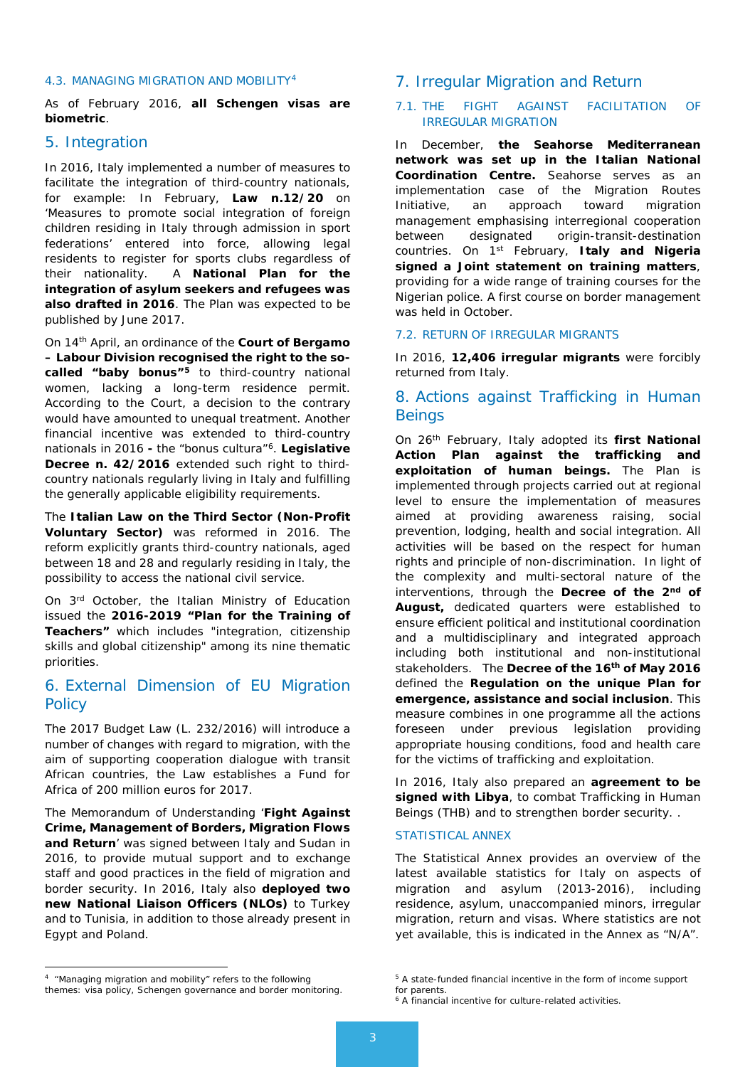### 4.3. MANAGING MIGRATION AND MOBILITY[4]

As of February 2016, **all Schengen visas are biometric**.

## 5. Integration

In 2016, Italy implemented a number of measures to facilitate the integration of third-country nationals, for example: In February, **Law n.12/20** on 'Measures to promote social integration of foreign children residing in Italy through admission in sport federations' entered into force, allowing legal residents to register for sports clubs regardless of their nationality. A **National Plan for the integration of asylum seekers and refugees was also drafted in 2016**. The Plan was expected to be published by June 2017.

On 14th April, an ordinance of the **Court of Bergamo – Labour Division recognised the right to the so-called "baby bonus"[5]** to third-country national women, lacking a long-term residence permit. According to the Court, a decision to the contrary would have amounted to unequal treatment. Another financial incentive was extended to third-country nationals in 2016 **-** the "bonus cultura"[6]. **Legislative Decree n. 42/2016** extended such right to third-country nationals regularly living in Italy and fulfilling the generally applicable eligibility requirements.

The **Italian Law on the Third Sector (Non-Profit Voluntary Sector)** was reformed in 2016. The reform explicitly grants third-country nationals, aged between 18 and 28 and regularly residing in Italy, the possibility to access the national civil service.

On 3rd October, the Italian Ministry of Education issued the **2016-2019 "Plan for the Training of Teachers"** which includes "integration, citizenship skills and global citizenship" among its nine thematic priorities.

## 6. External Dimension of EU Migration Policy

The 2017 Budget Law (L. 232/2016) will introduce a number of changes with regard to migration, with the aim of supporting cooperation dialogue with transit African countries, the Law establishes a Fund for Africa of 200 million euros for 2017.

The Memorandum of Understanding '**Fight Against Crime, Management of Borders, Migration Flows and Return**' was signed between Italy and Sudan in 2016, to provide mutual support and to exchange staff and good practices in the field of migration and border security. In 2016, Italy also **deployed two new National Liaison Officers (NLOs)** to Turkey and to Tunisia, in addition to those already present in Egypt and Poland.

## 7. Irregular Migration and Return

### 7.1. THE FIGHT AGAINST FACILITATION OF IRREGULAR MIGRATION

In December, **the Seahorse Mediterranean network was set up in the Italian National Coordination Centre.** Seahorse serves as an implementation case of the Migration Routes Initiative, an approach toward migration management emphasising interregional cooperation between designated origin-transit-destination countries. On 1st February, **Italy and Nigeria signed a Joint statement on training matters**, providing for a wide range of training courses for the Nigerian police. A first course on border management was held in October.

### 7.2. RETURN OF IRREGULAR MIGRANTS

In 2016, **12,406 irregular migrants** were forcibly returned from Italy.

## 8. Actions against Trafficking in Human Beings

On 26th February, Italy adopted its **first National Action Plan against the trafficking and exploitation of human beings.** The Plan is implemented through projects carried out at regional level to ensure the implementation of measures aimed at providing awareness raising, social prevention, lodging, health and social integration. All activities will be based on the respect for human rights and principle of non-discrimination. In light of the complexity and multi-sectoral nature of the interventions, through the **Decree of the 2nd of August,** dedicated quarters were established to ensure efficient political and institutional coordination and a multidisciplinary and integrated approach including both institutional and non-institutional stakeholders. The **Decree of the 16th of May 2016** defined the **Regulation on the unique Plan for emergence, assistance and social inclusion**. This measure combines in one programme all the actions foreseen under previous legislation providing appropriate housing conditions, food and health care for the victims of trafficking and exploitation.

In 2016, Italy also prepared an **agreement to be signed with Libya**, to combat Trafficking in Human Beings (THB) and to strengthen border security. .

### STATISTICAL ANNEX

The Statistical Annex provides an overview of the latest available statistics for Italy on aspects of migration and asylum (2013-2016), including residence, asylum, unaccompanied minors, irregular migration, return and visas. Where statistics are not yet available, this is indicated in the Annex as "N/A".

---

[4] "Managing migration and mobility" refers to the following themes: visa policy, Schengen governance and border monitoring.

[5] A state-funded financial incentive in the form of income support for parents.

[6] A financial incentive for culture-related activities.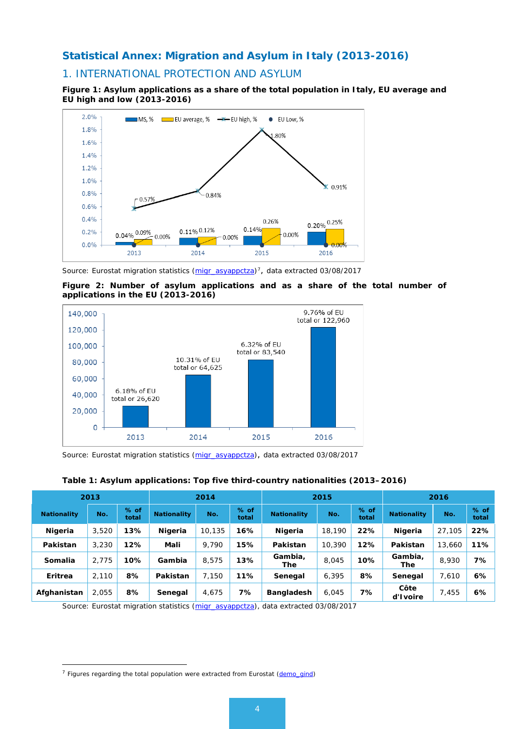## Statistical Annex: Migration and Asylum in Italy (2013-2016)

### 1. INTERNATIONAL PROTECTION AND ASYLUM

**Figure 1: Asylum applications as a share of the total population in Italy, EU average and EU high and low (2013-2016)**

Source: Eurostat migration statistics (migr_asyappctza)[7], data extracted 03/08/2017

**Figure 2: Number of asylum applications and as a share of the total number of applications in the EU (2013-2016)**

Source: Eurostat migration statistics (migr_asyappctza), data extracted 03/08/2017

**Table 1: Asylum applications: Top five third-country nationalities (2013–2016)**

| 2013 | | | 2014 | | | 2015 | | | 2016 | | |
|---|---|---|---|---|---|---|---|---|---|---|---|
| Nationality | No. | % of total | Nationality | No. | % of total | Nationality | No. | % of total | Nationality | No. | % of total |
| **Nigeria** | 3,520 | **13%** | **Nigeria** | 10,135 | **16%** | **Nigeria** | 18,190 | **22%** | **Nigeria** | 27,105 | **22%** |
| **Pakistan** | 3,230 | **12%** | **Mali** | 9,790 | **15%** | **Pakistan** | 10,390 | **12%** | **Pakistan** | 13,660 | **11%** |
| **Somalia** | 2,775 | **10%** | **Gambia** | 8,575 | **13%** | **Gambia, The** | 8,045 | **10%** | **Gambia, The** | 8,930 | **7%** |
| **Eritrea** | 2,110 | **8%** | **Pakistan** | 7,150 | **11%** | **Senegal** | 6,395 | **8%** | **Senegal** | 7,610 | **6%** |
| **Afghanistan** | 2,055 | **8%** | **Senegal** | 4,675 | **7%** | **Bangladesh** | 6,045 | **7%** | **Côte d'Ivoire** | 7,455 | **6%** |

Source: Eurostat migration statistics (migr_asyappctza), data extracted 03/08/2017

[7] Figures regarding the total population were extracted from Eurostat (demo_gind)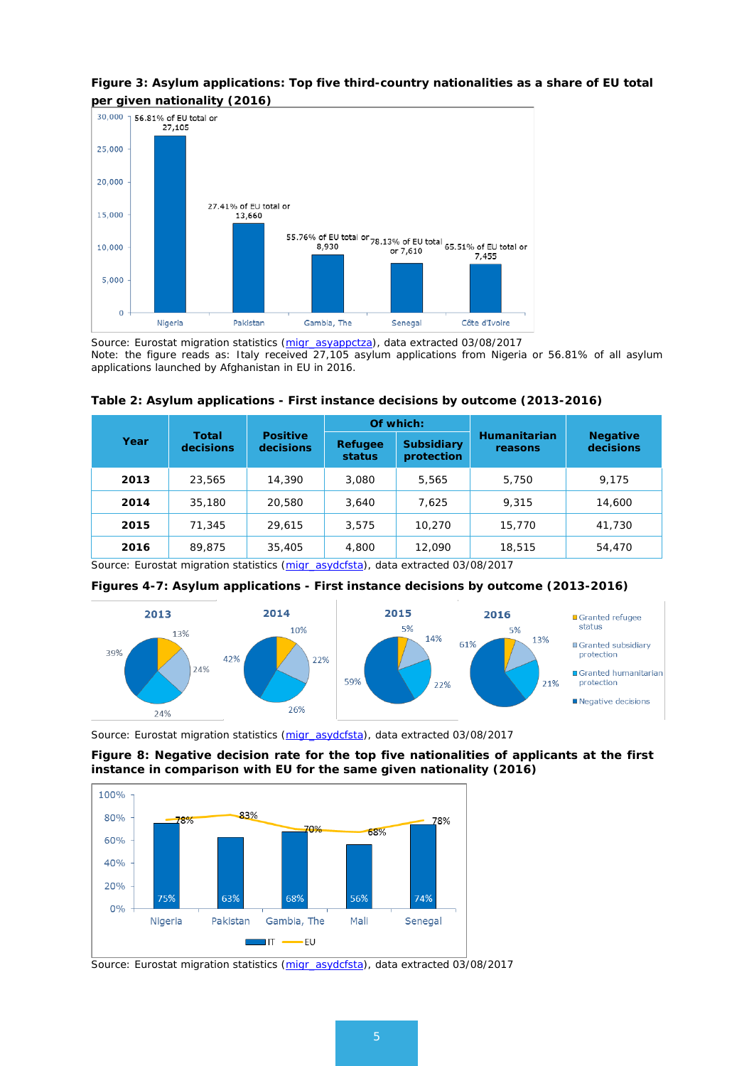**Figure 3: Asylum applications: Top five third-country nationalities as a share of EU total per given nationality (2016)**

Source: Eurostat migration statistics (migr_asyappctza), data extracted 03/08/2017
Note: the figure reads as: Italy received 27,105 asylum applications from Nigeria or 56.81% of all asylum applications launched by Afghanistan in EU in 2016.

**Table 2: Asylum applications - First instance decisions by outcome (2013-2016)**

| Year | Total decisions | Positive decisions | Of which: | | Humanitarian reasons | Negative decisions |
|---|---|---|---|---|---|---|
| | | | Refugee status | Subsidiary protection | | |
| **2013** | 23,565 | 14,390 | 3,080 | 5,565 | 5,750 | 9,175 |
| **2014** | 35,180 | 20,580 | 3,640 | 7,625 | 9,315 | 14,600 |
| **2015** | 71,345 | 29,615 | 3,575 | 10,270 | 15,770 | 41,730 |
| **2016** | 89,875 | 35,405 | 4,800 | 12,090 | 18,515 | 54,470 |

Source: Eurostat migration statistics (migr_asydcfsta), data extracted 03/08/2017

**Figures 4-7: Asylum applications - First instance decisions by outcome (2013-2016)**

Source: Eurostat migration statistics (migr_asydcfsta), data extracted 03/08/2017

**Figure 8: Negative decision rate for the top five nationalities of applicants at the first instance in comparison with EU for the same given nationality (2016)**

Source: Eurostat migration statistics (migr_asydcfsta), data extracted 03/08/2017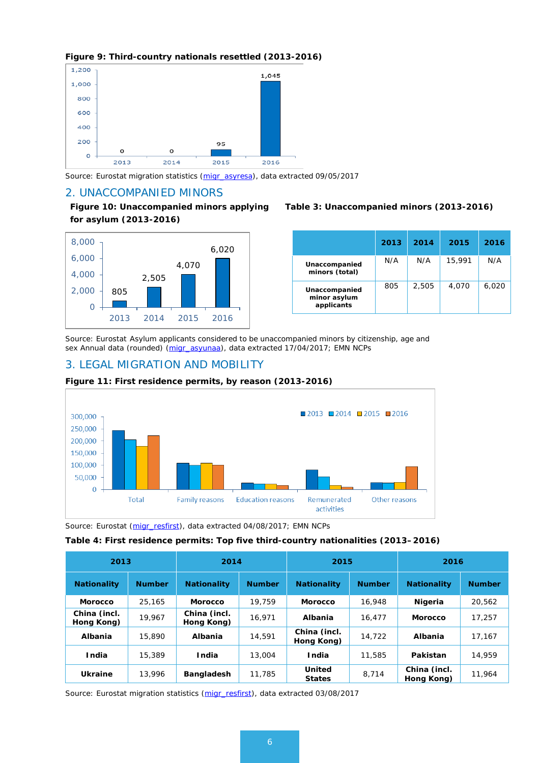**Figure 9: Third-country nationals resettled (2013-2016)**

| 2013 | 2014 | 2015 | 2016 |
|---|---|---|---|
| 0 | 0 | 95 | 1,045 |

Source: Eurostat migration statistics (migr_asyresa), data extracted 09/05/2017

## 2. UNACCOMPANIED MINORS

**Figure 10: Unaccompanied minors applying for asylum (2013-2016)**

| 2013 | 2014 | 2015 | 2016 |
|---|---|---|---|
| 805 | 2,505 | 4,070 | 6,020 |

**Table 3: Unaccompanied minors (2013-2016)**

| | 2013 | 2014 | 2015 | 2016 |
|---|---|---|---|---|
| **Unaccompanied minors (total)** | N/A | N/A | 15,991 | N/A |
| **Unaccompanied minor asylum applicants** | 805 | 2,505 | 4,070 | 6,020 |

Source: Eurostat Asylum applicants considered to be unaccompanied minors by citizenship, age and sex Annual data (rounded) (migr_asyunaa), data extracted 17/04/2017; EMN NCPs

## 3. LEGAL MIGRATION AND MOBILITY

**Figure 11: First residence permits, by reason (2013-2016)**

Categories: Total, Family reasons, Education reasons, Remunerated activities, Other reasons (series: 2013, 2014, 2015, 2016)

Source: Eurostat (migr_resfirst), data extracted 04/08/2017; EMN NCPs

**Table 4: First residence permits: Top five third-country nationalities (2013–2016)**

| 2013 | | 2014 | | 2015 | | 2016 | |
|---|---|---|---|---|---|---|---|
| **Nationality** | **Number** | **Nationality** | **Number** | **Nationality** | **Number** | **Nationality** | **Number** |
| **Morocco** | 25,165 | **Morocco** | 19,759 | **Morocco** | 16,948 | **Nigeria** | 20,562 |
| **China (incl. Hong Kong)** | 19,967 | **China (incl. Hong Kong)** | 16,971 | **Albania** | 16,477 | **Morocco** | 17,257 |
| **Albania** | 15,890 | **Albania** | 14,591 | **China (incl. Hong Kong)** | 14,722 | **Albania** | 17,167 |
| **India** | 15,389 | **India** | 13,004 | **India** | 11,585 | **Pakistan** | 14,959 |
| **Ukraine** | 13,996 | **Bangladesh** | 11,785 | **United States** | 8,714 | **China (incl. Hong Kong)** | 11,964 |

Source: Eurostat migration statistics (migr_resfirst), data extracted 03/08/2017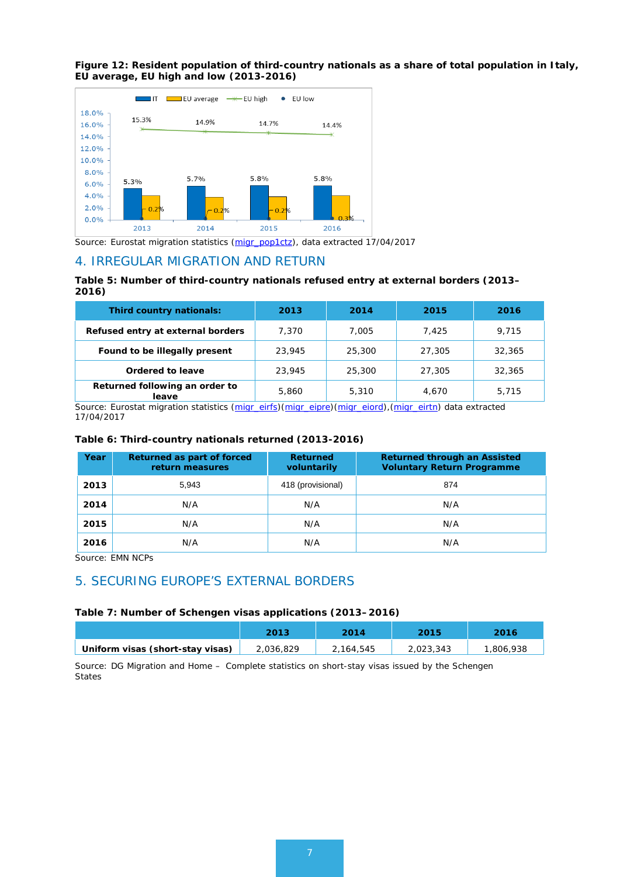**Figure 12: Resident population of third-country nationals as a share of total population in Italy, EU average, EU high and low (2013-2016)**

Source: Eurostat migration statistics (migr_pop1ctz), data extracted 17/04/2017

## 4. IRREGULAR MIGRATION AND RETURN

**Table 5: Number of third-country nationals refused entry at external borders (2013–2016)**

| Third country nationals: | 2013 | 2014 | 2015 | 2016 |
|---|---|---|---|---|
| **Refused entry at external borders** | 7,370 | 7,005 | 7,425 | 9,715 |
| **Found to be illegally present** | 23,945 | 25,300 | 27,305 | 32,365 |
| **Ordered to leave** | 23,945 | 25,300 | 27,305 | 32,365 |
| **Returned following an order to leave** | 5,860 | 5,310 | 4,670 | 5,715 |

Source: Eurostat migration statistics (migr_eirfs)(migr_eipre)(migr_eiord),(migr_eirtn) data extracted 17/04/2017

**Table 6: Third-country nationals returned (2013-2016)**

| Year | Returned as part of forced return measures | Returned voluntarily | Returned through an Assisted Voluntary Return Programme |
|---|---|---|---|
| **2013** | 5,943 | 418 (provisional) | 874 |
| **2014** | N/A | N/A | N/A |
| **2015** | N/A | N/A | N/A |
| **2016** | N/A | N/A | N/A |

Source: EMN NCPs

## 5. SECURING EUROPE'S EXTERNAL BORDERS

**Table 7: Number of Schengen visas applications (2013–2016)**

| | 2013 | 2014 | 2015 | 2016 |
|---|---|---|---|---|
| **Uniform visas (short-stay visas)** | 2,036,829 | 2,164,545 | 2,023,343 | 1,806,938 |

Source: DG Migration and Home – Complete statistics on short-stay visas issued by the Schengen States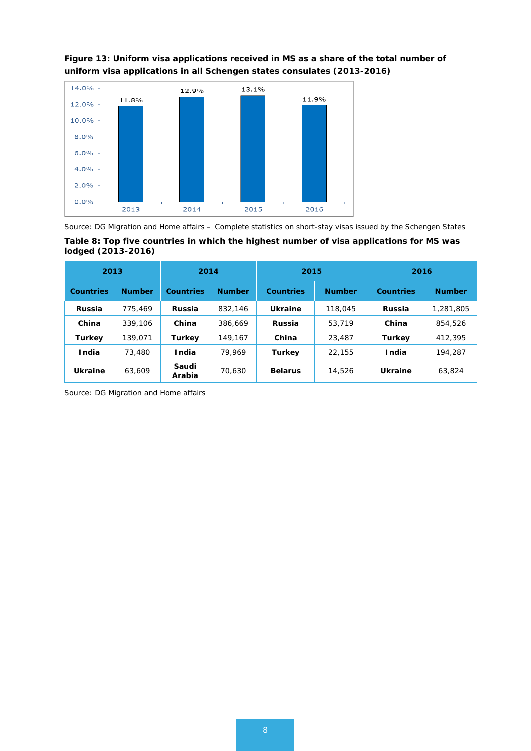**Figure 13: Uniform visa applications received in MS as a share of the total number of uniform visa applications in all Schengen states consulates (2013-2016)**

14.0%
12.0%
10.0%
8.0%
6.0%
4.0%
2.0%
0.0%

11.8%
12.9%
13.1%
11.9%

2013
2014
2015
2016

Source: DG Migration and Home affairs – Complete statistics on short-stay visas issued by the Schengen States

**Table 8: Top five countries in which the highest number of visa applications for MS was lodged (2013-2016)**

| 2013 | | 2014 | | 2015 | | 2016 | |
|---|---|---|---|---|---|---|---|
| **Countries** | **Number** | **Countries** | **Number** | **Countries** | **Number** | **Countries** | **Number** |
| **Russia** | 775,469 | **Russia** | 832,146 | **Ukraine** | 118,045 | **Russia** | 1,281,805 |
| **China** | 339,106 | **China** | 386,669 | **Russia** | 53,719 | **China** | 854,526 |
| **Turkey** | 139,071 | **Turkey** | 149,167 | **China** | 23,487 | **Turkey** | 412,395 |
| **India** | 73,480 | **India** | 79,969 | **Turkey** | 22,155 | **India** | 194,287 |
| **Ukraine** | 63,609 | **Saudi Arabia** | 70,630 | **Belarus** | 14,526 | **Ukraine** | 63,824 |

Source: DG Migration and Home affairs